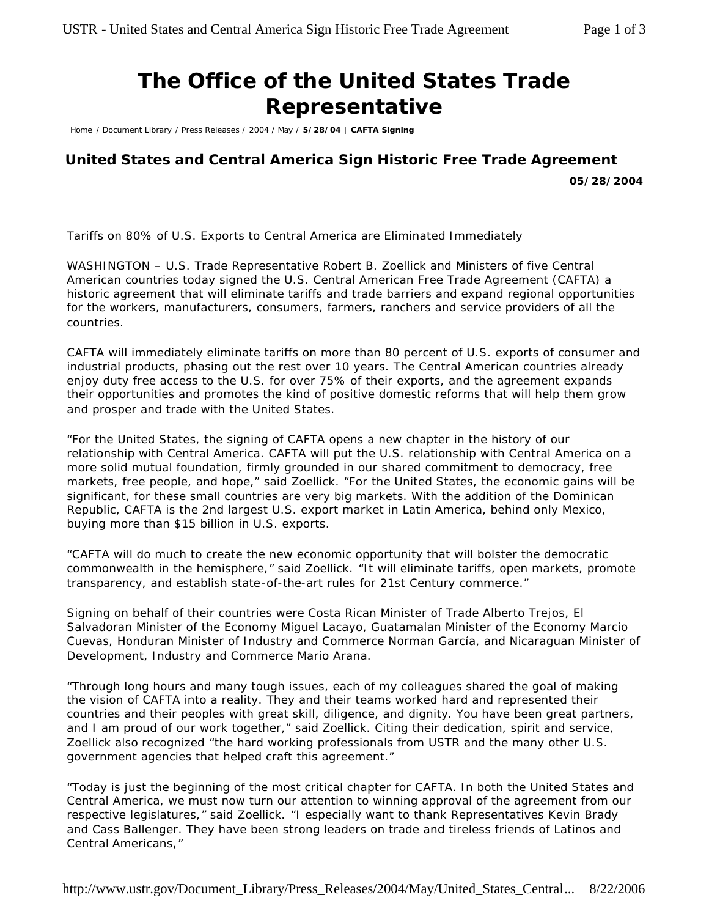# The Office of the United States Trade Representative

Home / Document Library / Press Releases / 2004 / May / **5/28/04 | CAFTA Signing**

## United States and Central America Sign Historic Free Trade Agreement

**05/28/2004**

Tariffs on 80% of U.S. Exports to Central America are Eliminated Immediately

WASHINGTON – U.S. Trade Representative Robert B. Zoellick and Ministers of five Central American countries today signed the U.S. Central American Free Trade Agreement (CAFTA) a historic agreement that will eliminate tariffs and trade barriers and expand regional opportunities for the workers, manufacturers, consumers, farmers, ranchers and service providers of all the countries.

CAFTA will immediately eliminate tariffs on more than 80 percent of U.S. exports of consumer and industrial products, phasing out the rest over 10 years. The Central American countries already enjoy duty free access to the U.S. for over 75% of their exports, and the agreement expands their opportunities and promotes the kind of positive domestic reforms that will help them grow and prosper and trade with the United States.

"For the United States, the signing of CAFTA opens a new chapter in the history of our relationship with Central America. CAFTA will put the U.S. relationship with Central America on a more solid mutual foundation, firmly grounded in our shared commitment to democracy, free markets, free people, and hope," said Zoellick. "For the United States, the economic gains will be significant, for these small countries are very big markets. With the addition of the Dominican Republic, CAFTA is the 2nd largest U.S. export market in Latin America, behind only Mexico, buying more than $15 billion in U.S. exports.

"CAFTA will do much to create the new economic opportunity that will bolster the democratic commonwealth in the hemisphere," said Zoellick. "It will eliminate tariffs, open markets, promote transparency, and establish state-of-the-art rules for 21st Century commerce."

Signing on behalf of their countries were Costa Rican Minister of Trade Alberto Trejos, El Salvadoran Minister of the Economy Miguel Lacayo, Guatamalan Minister of the Economy Marcio Cuevas, Honduran Minister of Industry and Commerce Norman García, and Nicaraguan Minister of Development, Industry and Commerce Mario Arana.

"Through long hours and many tough issues, each of my colleagues shared the goal of making the vision of CAFTA into a reality. They and their teams worked hard and represented their countries and their peoples with great skill, diligence, and dignity. You have been great partners, and I am proud of our work together," said Zoellick. Citing their dedication, spirit and service, Zoellick also recognized "the hard working professionals from USTR and the many other U.S. government agencies that helped craft this agreement."

"Today is just the beginning of the most critical chapter for CAFTA. In both the United States and Central America, we must now turn our attention to winning approval of the agreement from our respective legislatures," said Zoellick. "I especially want to thank Representatives Kevin Brady and Cass Ballenger. They have been strong leaders on trade and tireless friends of Latinos and Central Americans,"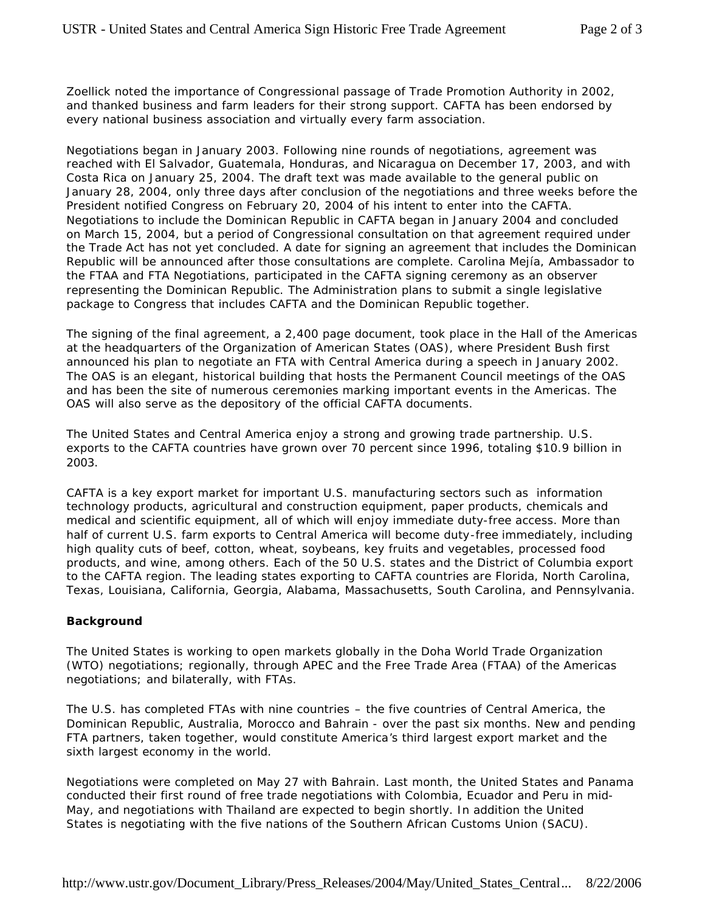Zoellick noted the importance of Congressional passage of Trade Promotion Authority in 2002, and thanked business and farm leaders for their strong support. CAFTA has been endorsed by every national business association and virtually every farm association.

Negotiations began in January 2003. Following nine rounds of negotiations, agreement was reached with El Salvador, Guatemala, Honduras, and Nicaragua on December 17, 2003, and with Costa Rica on January 25, 2004. The draft text was made available to the general public on January 28, 2004, only three days after conclusion of the negotiations and three weeks before the President notified Congress on February 20, 2004 of his intent to enter into the CAFTA. Negotiations to include the Dominican Republic in CAFTA began in January 2004 and concluded on March 15, 2004, but a period of Congressional consultation on that agreement required under the Trade Act has not yet concluded. A date for signing an agreement that includes the Dominican Republic will be announced after those consultations are complete. Carolina Mejía, Ambassador to the FTAA and FTA Negotiations, participated in the CAFTA signing ceremony as an observer representing the Dominican Republic. The Administration plans to submit a single legislative package to Congress that includes CAFTA and the Dominican Republic together.

The signing of the final agreement, a 2,400 page document, took place in the Hall of the Americas at the headquarters of the Organization of American States (OAS), where President Bush first announced his plan to negotiate an FTA with Central America during a speech in January 2002. The OAS is an elegant, historical building that hosts the Permanent Council meetings of the OAS and has been the site of numerous ceremonies marking important events in the Americas. The OAS will also serve as the depository of the official CAFTA documents.

The United States and Central America enjoy a strong and growing trade partnership. U.S. exports to the CAFTA countries have grown over 70 percent since 1996, totaling $10.9 billion in 2003.

CAFTA is a key export market for important U.S. manufacturing sectors such as information technology products, agricultural and construction equipment, paper products, chemicals and medical and scientific equipment, all of which will enjoy immediate duty-free access. More than half of current U.S. farm exports to Central America will become duty-free immediately, including high quality cuts of beef, cotton, wheat, soybeans, key fruits and vegetables, processed food products, and wine, among others. Each of the 50 U.S. states and the District of Columbia export to the CAFTA region. The leading states exporting to CAFTA countries are Florida, North Carolina, Texas, Louisiana, California, Georgia, Alabama, Massachusetts, South Carolina, and Pennsylvania.

**Background**

The United States is working to open markets globally in the Doha World Trade Organization (WTO) negotiations; regionally, through APEC and the Free Trade Area (FTAA) of the Americas negotiations; and bilaterally, with FTAs.

The U.S. has completed FTAs with nine countries – the five countries of Central America, the Dominican Republic, Australia, Morocco and Bahrain - over the past six months. New and pending FTA partners, taken together, would constitute America's third largest export market and the sixth largest economy in the world.

Negotiations were completed on May 27 with Bahrain. Last month, the United States and Panama conducted their first round of free trade negotiations with Colombia, Ecuador and Peru in mid-May, and negotiations with Thailand are expected to begin shortly. In addition the United States is negotiating with the five nations of the Southern African Customs Union (SACU).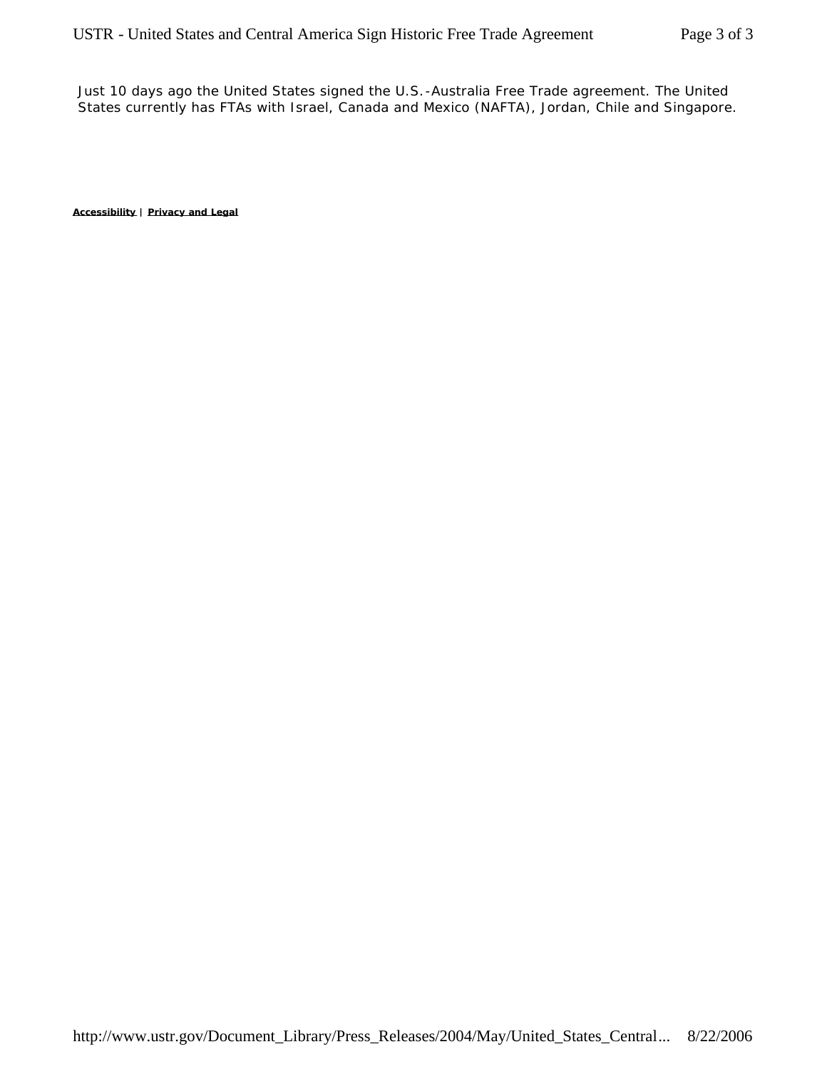Just 10 days ago the United States signed the U.S.-Australia Free Trade agreement. The United States currently has FTAs with Israel, Canada and Mexico (NAFTA), Jordan, Chile and Singapore.

**Accessibility** | **Privacy and Legal**